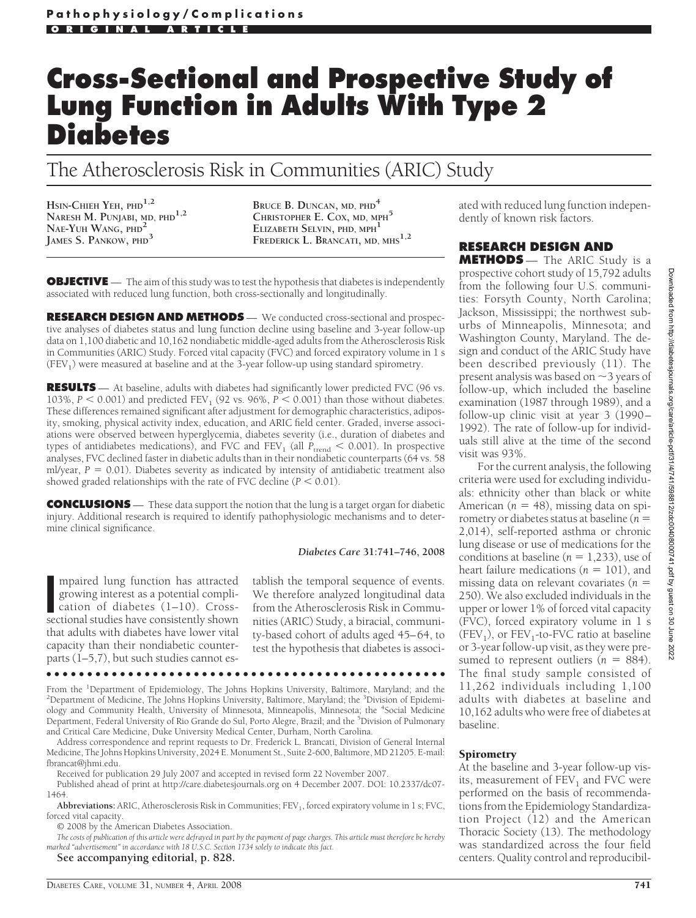# Cross-Sectional and Prospective Study of Lung Function in Adults With Type 2 Diabetes

## The Atherosclerosis Risk in Communities (ARIC) Study

Hsin-Chieh Yeh, PhD[1,2]
Naresh M. Punjabi, MD, PhD[1,2]
Nae-Yuh Wang, PhD[2]
James S. Pankow, PhD[3]
Bruce B. Duncan, MD, PhD[4]
Christopher E. Cox, MD, MPH[5]
Elizabeth Selvin, PhD, MPH[1]
Frederick L. Brancati, MD, MHS[1,2]

**OBJECTIVE** — The aim of this study was to test the hypothesis that diabetes is independently associated with reduced lung function, both cross-sectionally and longitudinally.

**RESEARCH DESIGN AND METHODS** — We conducted cross-sectional and prospective analyses of diabetes status and lung function decline using baseline and 3-year follow-up data on 1,100 diabetic and 10,162 nondiabetic middle-aged adults from the Atherosclerosis Risk in Communities (ARIC) Study. Forced vital capacity (FVC) and forced expiratory volume in 1 s ($FEV_1$) were measured at baseline and at the 3-year follow-up using standard spirometry.

**RESULTS** — At baseline, adults with diabetes had significantly lower predicted FVC (96 vs. 103%, $P < 0.001$) and predicted $FEV_1$ (92 vs. 96%, $P < 0.001$) than those without diabetes. These differences remained significant after adjustment for demographic characteristics, adiposity, smoking, physical activity index, education, and ARIC field center. Graded, inverse associations were observed between hyperglycemia, diabetes severity (i.e., duration of diabetes and types of antidiabetes medications), and FVC and $FEV_1$ (all $P_{trend} < 0.001$). In prospective analyses, FVC declined faster in diabetic adults than in their nondiabetic counterparts (64 vs. 58 ml/year, $P = 0.01$). Diabetes severity as indicated by intensity of antidiabetic treatment also showed graded relationships with the rate of FVC decline ($P < 0.01$).

**CONCLUSIONS** — These data support the notion that the lung is a target organ for diabetic injury. Additional research is required to identify pathophysiologic mechanisms and to determine clinical significance.

*Diabetes Care* **31:741–746, 2008**

Impaired lung function has attracted growing interest as a potential complication of diabetes (1–10). Cross-sectional studies have consistently shown that adults with diabetes have lower vital capacity than their nondiabetic counterparts (1–5,7), but such studies cannot establish the temporal sequence of events. We therefore analyzed longitudinal data from the Atherosclerosis Risk in Communities (ARIC) Study, a biracial, community-based cohort of adults aged 45–64, to test the hypothesis that diabetes is associated with reduced lung function independently of known risk factors.

From the [1]Department of Epidemiology, The Johns Hopkins University, Baltimore, Maryland; and the [2]Department of Medicine, The Johns Hopkins University, Baltimore, Maryland; the [3]Division of Epidemiology and Community Health, University of Minnesota, Minneapolis, Minnesota; the [4]Social Medicine Department, Federal University of Rio Grande do Sul, Porto Alegre, Brazil; and the [5]Division of Pulmonary and Critical Care Medicine, Duke University Medical Center, Durham, North Carolina.

Address correspondence and reprint requests to Dr. Frederick L. Brancati, Division of General Internal Medicine, The Johns Hopkins University, 2024 E. Monument St., Suite 2-600, Baltimore, MD 21205. E-mail: fbrancat@jhmi.edu.

Received for publication 29 July 2007 and accepted in revised form 22 November 2007.

Published ahead of print at http://care.diabetesjournals.org on 4 December 2007. DOI: 10.2337/dc07-1464.

**Abbreviations:** ARIC, Atherosclerosis Risk in Communities; $FEV_1$, forced expiratory volume in 1 s; FVC, forced vital capacity.

© 2008 by the American Diabetes Association.

*The costs of publication of this article were defrayed in part by the payment of page charges. This article must therefore be hereby marked "advertisement" in accordance with 18 U.S.C. Section 1734 solely to indicate this fact.*

**See accompanying editorial, p. 828.**

## RESEARCH DESIGN AND METHODS

The ARIC Study is a prospective cohort study of 15,792 adults from the following four U.S. communities: Forsyth County, North Carolina; Jackson, Mississippi; the northwest suburbs of Minneapolis, Minnesota; and Washington County, Maryland. The design and conduct of the ARIC Study have been described previously (11). The present analysis was based on ~3 years of follow-up, which included the baseline examination (1987 through 1989), and a follow-up clinic visit at year 3 (1990–1992). The rate of follow-up for individuals still alive at the time of the second visit was 93%.

For the current analysis, the following criteria were used for excluding individuals: ethnicity other than black or white American ($n = 48$), missing data on spirometry or diabetes status at baseline ($n = 2,014$), self-reported asthma or chronic lung disease or use of medications for the conditions at baseline ($n = 1,233$), use of heart failure medications ($n = 101$), and missing data on relevant covariates ($n = 250$). We also excluded individuals in the upper or lower 1% of forced vital capacity (FVC), forced expiratory volume in 1 s ($FEV_1$), or $FEV_1$-to-FVC ratio at baseline or 3-year follow-up visit, as they were presumed to represent outliers ($n = 884$). The final study sample consisted of 11,262 individuals including 1,100 adults with diabetes at baseline and 10,162 adults who were free of diabetes at baseline.

### Spirometry

At the baseline and 3-year follow-up visits, measurement of $FEV_1$ and FVC were performed on the basis of recommendations from the Epidemiology Standardization Project (12) and the American Thoracic Society (13). The methodology was standardized across the four field centers. Quality control and reproducibil-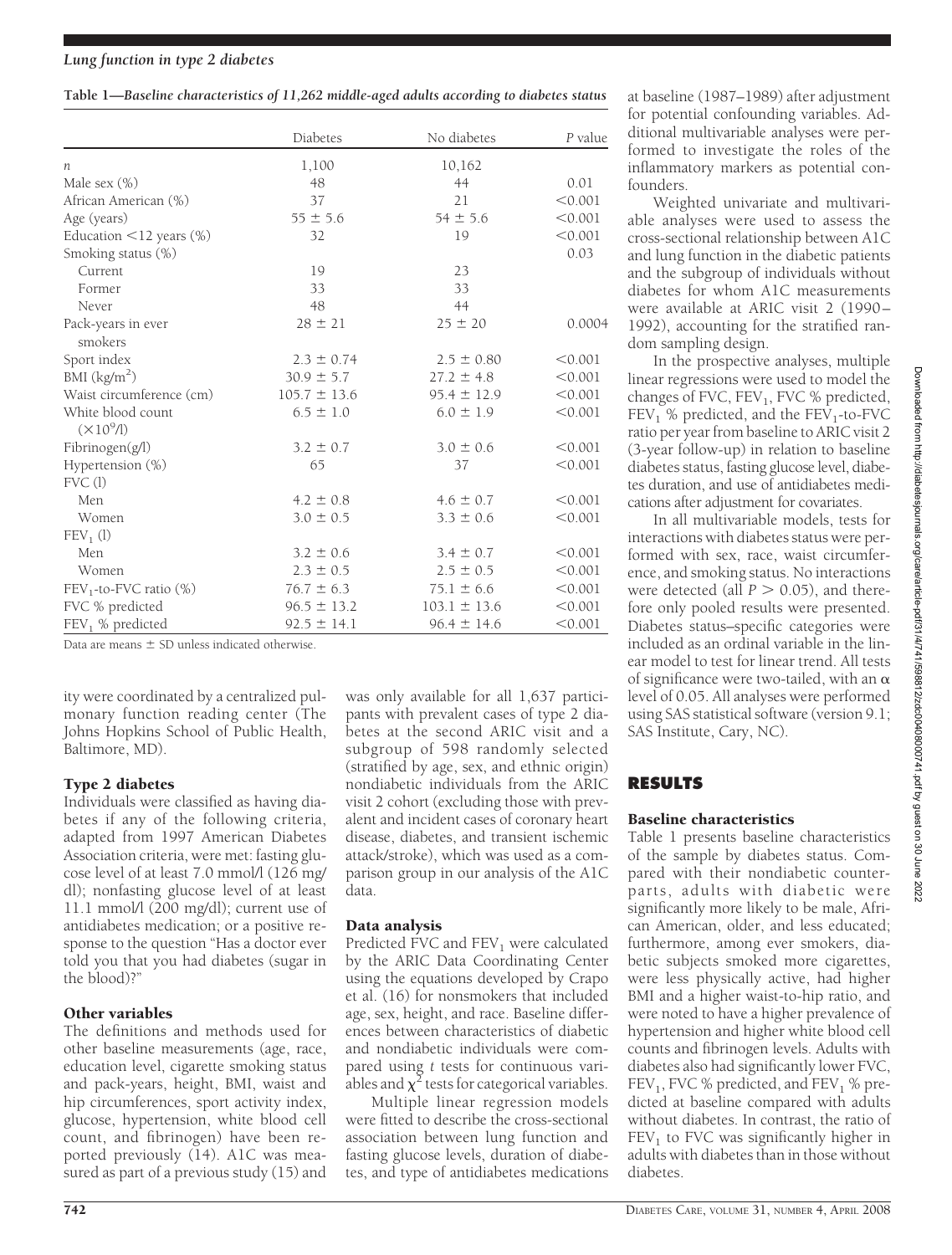**Table 1—Baseline characteristics of 11,262 middle-aged adults according to diabetes status**

| | Diabetes | No diabetes | *P* value |
|---|---|---|---|
| *n* | 1,100 | 10,162 | |
| Male sex (%) | 48 | 44 | 0.01 |
| African American (%) | 37 | 21 | <0.001 |
| Age (years) | 55 ± 5.6 | 54 ± 5.6 | <0.001 |
| Education <12 years (%) | 32 | 19 | <0.001 |
| Smoking status (%) | | | 0.03 |
| Current | 19 | 23 | |
| Former | 33 | 33 | |
| Never | 48 | 44 | |
| Pack-years in ever smokers | 28 ± 21 | 25 ± 20 | 0.0004 |
| Sport index | 2.3 ± 0.74 | 2.5 ± 0.80 | <0.001 |
| BMI (kg/m$^2$) | 30.9 ± 5.7 | 27.2 ± 4.8 | <0.001 |
| Waist circumference (cm) | 105.7 ± 13.6 | 95.4 ± 12.9 | <0.001 |
| White blood count ($\times 10^9$/l) | 6.5 ± 1.0 | 6.0 ± 1.9 | <0.001 |
| Fibrinogen(g/l) | 3.2 ± 0.7 | 3.0 ± 0.6 | <0.001 |
| Hypertension (%) | 65 | 37 | <0.001 |
| FVC (l) | | | |
| Men | 4.2 ± 0.8 | 4.6 ± 0.7 | <0.001 |
| Women | 3.0 ± 0.5 | 3.3 ± 0.6 | <0.001 |
| $FEV_1$ (l) | | | |
| Men | 3.2 ± 0.6 | 3.4 ± 0.7 | <0.001 |
| Women | 2.3 ± 0.5 | 2.5 ± 0.5 | <0.001 |
| $FEV_1$-to-FVC ratio (%) | 76.7 ± 6.3 | 75.1 ± 6.6 | <0.001 |
| FVC % predicted | 96.5 ± 13.2 | 103.1 ± 13.6 | <0.001 |
| $FEV_1$ % predicted | 92.5 ± 14.1 | 96.4 ± 14.6 | <0.001 |

Data are means ± SD unless indicated otherwise.

ity were coordinated by a centralized pulmonary function reading center (The Johns Hopkins School of Public Health, Baltimore, MD).

### Type 2 diabetes

Individuals were classified as having diabetes if any of the following criteria, adapted from 1997 American Diabetes Association criteria, were met: fasting glucose level of at least 7.0 mmol/l (126 mg/dl); nonfasting glucose level of at least 11.1 mmol/l (200 mg/dl); current use of antidiabetes medication; or a positive response to the question "Has a doctor ever told you that you had diabetes (sugar in the blood)?"

### Other variables

The definitions and methods used for other baseline measurements (age, race, education level, cigarette smoking status and pack-years, height, BMI, waist and hip circumferences, sport activity index, glucose, hypertension, white blood cell count, and fibrinogen) have been reported previously (14). A1C was measured as part of a previous study (15) and was only available for all 1,637 participants with prevalent cases of type 2 diabetes at the second ARIC visit and a subgroup of 598 randomly selected (stratified by age, sex, and ethnic origin) nondiabetic individuals from the ARIC visit 2 cohort (excluding those with prevalent and incident cases of coronary heart disease, diabetes, and transient ischemic attack/stroke), which was used as a comparison group in our analysis of the A1C data.

### Data analysis

Predicted FVC and $FEV_1$ were calculated by the ARIC Data Coordinating Center using the equations developed by Crapo et al. (16) for nonsmokers that included age, sex, height, and race. Baseline differences between characteristics of diabetic and nondiabetic individuals were compared using *t* tests for continuous variables and $\chi^2$ tests for categorical variables.

Multiple linear regression models were fitted to describe the cross-sectional association between lung function and fasting glucose levels, duration of diabetes, and type of antidiabetes medications at baseline (1987–1989) after adjustment for potential confounding variables. Additional multivariable analyses were performed to investigate the roles of the inflammatory markers as potential confounders.

Weighted univariate and multivariable analyses were used to assess the cross-sectional relationship between A1C and lung function in the diabetic patients and the subgroup of individuals without diabetes for whom A1C measurements were available at ARIC visit 2 (1990–1992), accounting for the stratified random sampling design.

In the prospective analyses, multiple linear regressions were used to model the changes of FVC, $FEV_1$, FVC % predicted, $FEV_1$ % predicted, and the $FEV_1$-to-FVC ratio per year from baseline to ARIC visit 2 (3-year follow-up) in relation to baseline diabetes status, fasting glucose level, diabetes duration, and use of antidiabetes medications after adjustment for covariates.

In all multivariable models, tests for interactions with diabetes status were performed with sex, race, waist circumference, and smoking status. No interactions were detected (all $P > 0.05$), and therefore only pooled results were presented. Diabetes status–specific categories were included as an ordinal variable in the linear model to test for linear trend. All tests of significance were two-tailed, with an $\alpha$ level of 0.05. All analyses were performed using SAS statistical software (version 9.1; SAS Institute, Cary, NC).

## RESULTS

### Baseline characteristics

Table 1 presents baseline characteristics of the sample by diabetes status. Compared with their nondiabetic counterparts, adults with diabetic were significantly more likely to be male, African American, older, and less educated; furthermore, among ever smokers, diabetic subjects smoked more cigarettes, were less physically active, had higher BMI and a higher waist-to-hip ratio, and were noted to have a higher prevalence of hypertension and higher white blood cell counts and fibrinogen levels. Adults with diabetes also had significantly lower FVC, $FEV_1$, FVC % predicted, and $FEV_1$ % predicted at baseline compared with adults without diabetes. In contrast, the ratio of $FEV_1$ to FVC was significantly higher in adults with diabetes than in those without diabetes.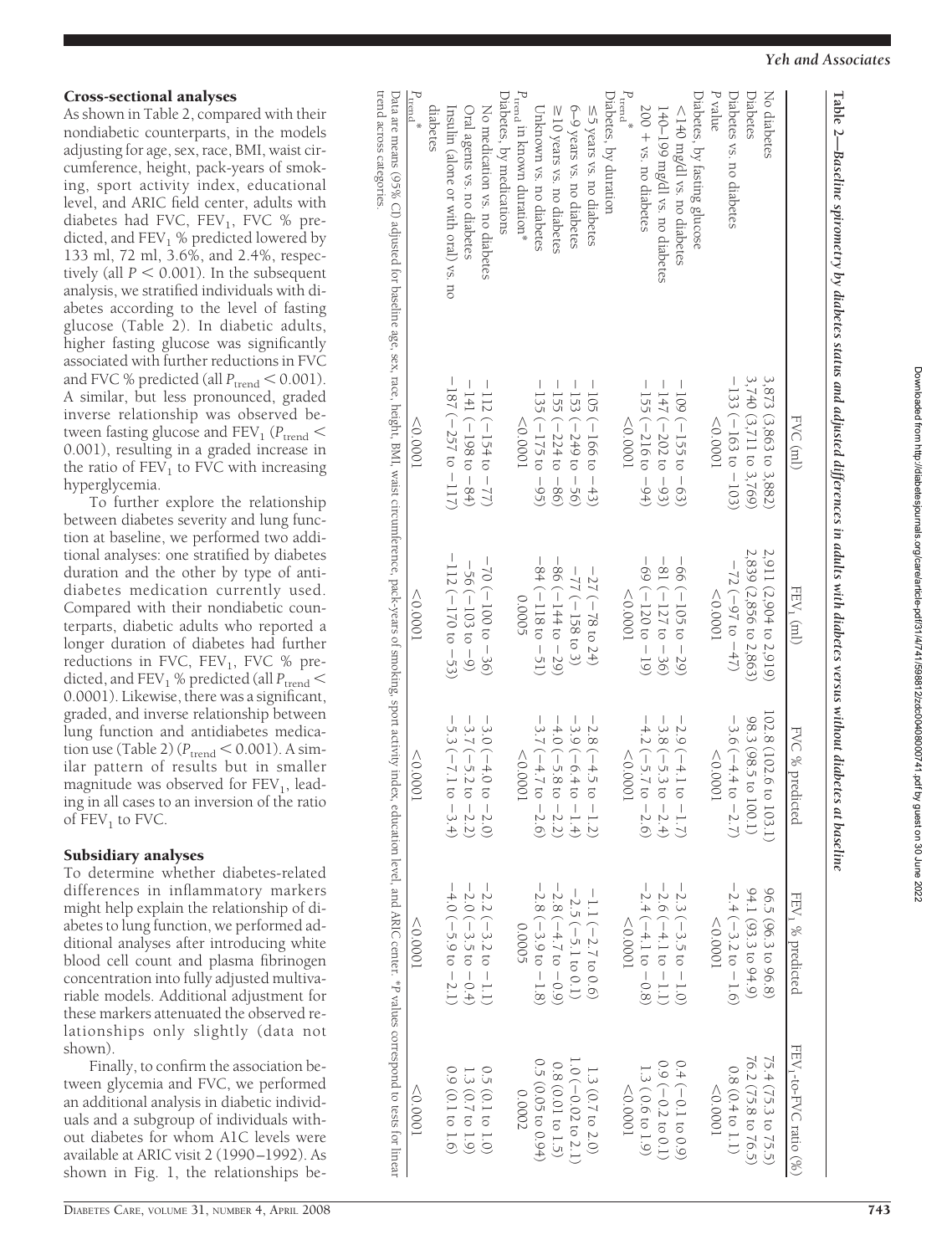### Cross-sectional analyses

As shown in Table 2, compared with their nondiabetic counterparts, in the models adjusting for age, sex, race, BMI, waist circumference, height, pack-years of smoking, sport activity index, educational level, and ARIC field center, adults with diabetes had FVC, $FEV_1$, FVC % predicted, and $FEV_1$ % predicted lowered by 133 ml, 72 ml, 3.6%, and 2.4%, respectively (all $P < 0.001$). In the subsequent analysis, we stratified individuals with diabetes according to the level of fasting glucose (Table 2). In diabetic adults, higher fasting glucose was significantly associated with further reductions in FVC and FVC % predicted (all $P_{trend} < 0.001$). A similar, but less pronounced, graded inverse relationship was observed between fasting glucose and $FEV_1$ ($P_{trend} <$ 0.001), resulting in a graded increase in the ratio of $FEV_1$ to FVC with increasing hyperglycemia.

To further explore the relationship between diabetes severity and lung function at baseline, we performed two additional analyses: one stratified by diabetes duration and the other by type of antidiabetes medication currently used. Compared with their nondiabetic counterparts, diabetic adults who reported a longer duration of diabetes had further reductions in FVC, $FEV_1$, FVC % predicted, and $FEV_1$ % predicted (all $P_{trend} <$ 0.0001). Likewise, there was a significant, graded, and inverse relationship between lung function and antidiabetes medication use (Table 2) ($P_{trend} < 0.001$). A similar pattern of results but in smaller magnitude was observed for $FEV_1$, leading in all cases to an inversion of the ratio of $FEV_1$ to FVC.

### Subsidiary analyses

To determine whether diabetes-related differences in inflammatory markers might help explain the relationship of diabetes to lung function, we performed additional analyses after introducing white blood cell count and plasma fibrinogen concentration into fully adjusted multivariable models. Additional adjustment for these markers attenuated the observed relationships only slightly (data not shown).

Finally, to confirm the association between glycemia and FVC, we performed an additional analysis in diabetic individuals and a subgroup of individuals without diabetes for whom A1C levels were available at ARIC visit 2 (1990–1992). As shown in Fig. 1, the relationships be-

**Table 2—Baseline spirometry by diabetes status and adjusted differences in adults with diabetes versus without diabetes at baseline**

| | FVC (ml) | $FEV_1$ (ml) | FVC % predicted | $FEV_1$ % predicted | $FEV_1$-to-FVC ratio (%) |
|---|---|---|---|---|---|
| No diabetes | 3,873 (3,863 to 3,882) | 2,911 (2,904 to 2,919) | 102.8 (102.6 to 103.1) | 96.5 (96.3 to 96.8) | 75.4 (75.3 to 75.5) |
| Diabetes | 3,740 (3,711 to 3,769) | 2,839 (2,856 to 2,863) | 98.3 (98.5 to 100.1) | 94.1 (93.3 to 94.9) | 76.2 (75.8 to 76.5) |
| Diabetes vs. no diabetes | −133 (−163 to −103) | −72 (−97 to −47) | −3.6 (−4.4 to −2.7) | −2.4 (−3.2 to −1.6) | 0.8 (0.4 to 1.1) |
| *P* value | <0.0001 | <0.0001 | <0.0001 | <0.0001 | <0.0001 |
| Diabetes, by fasting glucose | | | | | |
| <140 mg/dl vs. no diabetes | −109 (−155 to −63) | −66 (−105 to −29) | −2.9 (−4.1 to −1.7) | −2.3 (−3.5 to −1.0) | 0.4 (−0.1 to 0.9) |
| 140–199 mg/dl vs. no diabetes | −147 (−202 to −93) | −81 (−127 to −36) | −3.8 (−5.3 to −2.4) | −2.6 (−4.1 to −1.1) | 0.9 (−0.2 to 0.1) |
| 200 + vs. no diabetes | −155 (−216 to −94) | −69 (−120 to −19) | −4.2 (−5.7 to −2.6) | −2.4 (−4.1 to −0.8) | 1.3 (0.6 to 1.9) |
| $P_{trend}$* | <0.0001 | <0.0001 | <0.0001 | <0.0001 | <0.0001 |
| Diabetes, by duration | | | | | |
| ≤5 years vs. no diabetes | −105 (−166 to −43) | −27 (−78 to 24) | −2.8 (−4.5 to −1.2) | −1.1 (−2.7 to 0.6) | 1.3 (0.7 to 2.0) |
| 6–9 years vs. no diabetes | −153 (−249 to −56) | −77 (−158 to 3) | −3.9 (−6.4 to −1.4) | −2.5 (−5.1 to 0.1) | 1.0 (−0.02 to 2.1) |
| ≥10 years vs. no diabetes | −155 (−224 to −86) | −86 (−144 to −29) | −4.0 (−5.8 to −2.2) | −2.8 (−4.7 to −0.9) | 0.8 (0.01 to 1.5) |
| Unknown vs. no diabetes | −135 (−175 to −95) | −84 (−118 to −51) | −3.7 (−4.7 to −2.6) | −2.8 (−3.9 to −1.8) | 0.5 (0.05 to 0.94) |
| $P_{trend}$ in known duration* | <0.0001 | 0.0005 | <0.0001 | 0.0005 | 0.0002 |
| Diabetes, by medications | | | | | |
| No medication vs. no diabetes | −112 (−154 to −77) | −70 (−100 to −36) | −3.0 (−4.0 to −2.0) | −2.2 (−3.2 to −1.1) | 0.5 (0.1 to 1.0) |
| Oral agents vs. no diabetes | −141 (−198 to −84) | −56 (−103 to −9) | −3.7 (−5.2 to −2.2) | −2.0 (−3.5 to −0.4) | 1.3 (0.7 to 1.9) |
| Insulin (alone or with oral) vs. no diabetes | −187 (−257 to −117) | −112 (−170 to −53) | −5.3 (−7.1 to −3.4) | −4.0 (−5.9 to −2.1) | 0.9 (0.1 to 1.6) |
| $P_{trend}$* | <0.0001 | <0.0001 | <0.0001 | <0.0001 | <0.0001 |

Data are means (95% CI) adjusted for baseline age, sex, race, height, BMI, waist circumference, pack-years of smoking, sport activity index, education level, and ARIC center. *P values correspond to tests for linear trend across categories.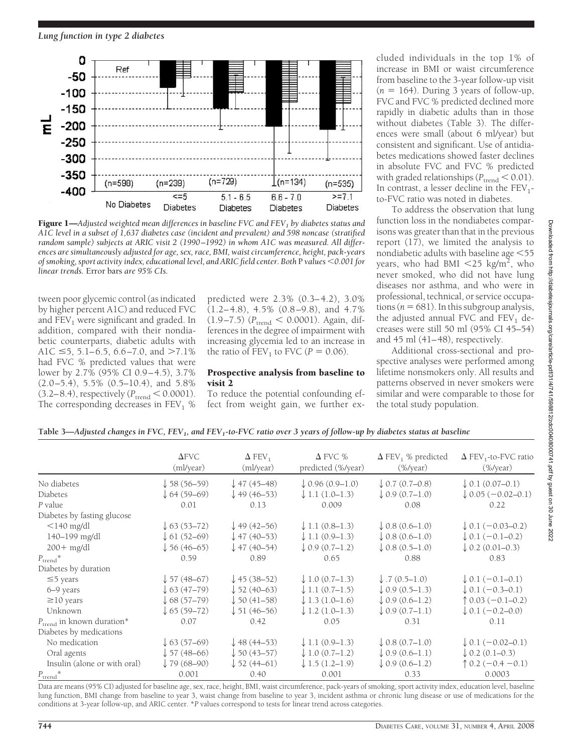**Figure 1**—*Adjusted weighted mean differences in baseline FVC and $FEV_1$ by diabetes status and A1C level in a subset of 1,637 diabetes case (incident and prevalent) and 598 noncase (stratified random sample) subjects at ARIC visit 2 (1990–1992) in whom A1C was measured. All differences are simultaneously adjusted for age, sex, race, BMI, waist circumference, height, pack-years of smoking, sport activity index, educational level, and ARIC field center. Both* P *values <0.001 for linear trends.* Error bars *are 95% CIs.*

tween poor glycemic control (as indicated by higher percent A1C) and reduced FVC and $FEV_1$ were significant and graded. In addition, compared with their nondiabetic counterparts, diabetic adults with A1C ≤5, 5.1–6.5, 6.6–7.0, and >7.1% had FVC % predicted values that were lower by 2.7% (95% CI 0.9–4.5), 3.7% (2.0–5.4), 5.5% (0.5–10.4), and 5.8% (3.2–8.4), respectively ($P_{trend} < 0.0001$). The corresponding decreases in $FEV_1$ % predicted were 2.3% (0.3–4.2), 3.0% (1.2–4.8), 4.5% (0.8–9.8), and 4.7% (1.9–7.5) ($P_{trend} < 0.0001$). Again, differences in the degree of impairment with increasing glycemia led to an increase in the ratio of $FEV_1$ to FVC ($P = 0.06$).

## Prospective analysis from baseline to visit 2

To reduce the potential confounding effect from weight gain, we further excluded individuals in the top 1% of increase in BMI or waist circumference from baseline to the 3-year follow-up visit ($n = 164$). During 3 years of follow-up, FVC and FVC % predicted declined more rapidly in diabetic adults than in those without diabetes (Table 3). The differences were small (about 6 ml/year) but consistent and significant. Use of antidiabetes medications showed faster declines in absolute FVC and FVC % predicted with graded relationships ($P_{trend} < 0.01$). In contrast, a lesser decline in the $FEV_1$-to-FVC ratio was noted in diabetes.

To address the observation that lung function loss in the nondiabetes comparisons was greater than that in the previous report (17), we limited the analysis to nondiabetic adults with baseline age <55 years, who had BMI <25 kg/m$^2$, who never smoked, who did not have lung diseases nor asthma, and who were in professional, technical, or service occupations ($n = 681$). In this subgroup analysis, the adjusted annual FVC and $FEV_1$ decreases were still 50 ml (95% CI 45–54) and 45 ml (41–48), respectively.

Additional cross-sectional and prospective analyses were performed among lifetime nonsmokers only. All results and patterns observed in never smokers were similar and were comparable to those for the total study population.

**Table 3**—*Adjusted changes in FVC, $FEV_1$, and $FEV_1$-to-FVC ratio over 3 years of follow-up by diabetes status at baseline*

| | ΔFVC (ml/year) | Δ $FEV_1$ (ml/year) | Δ FVC % predicted (%/year) | Δ $FEV_1$ % predicted (%/year) | Δ $FEV_1$-to-FVC ratio (%/year) |
|---|---|---|---|---|---|
| No diabetes | ↓ 58 (56–59) | ↓ 47 (45–48) | ↓ 0.96 (0.9–1.0) | ↓ 0.7 (0.7–0.8) | ↓ 0.1 (0.07–0.1) |
| Diabetes | ↓ 64 (59–69) | ↓ 49 (46–53) | ↓ 1.1 (1.0–1.3) | ↓ 0.9 (0.7–1.0) | ↓ 0.05 (−0.02–0.1) |
| P value | 0.01 | 0.13 | 0.009 | 0.08 | 0.22 |
| Diabetes by fasting glucose | | | | | |
| <140 mg/dl | ↓ 63 (53–72) | ↓ 49 (42–56) | ↓ 1.1 (0.8–1.3) | ↓ 0.8 (0.6–1.0) | ↓ 0.1 (−0.03–0.2) |
| 140–199 mg/dl | ↓ 61 (52–69) | ↓ 47 (40–53) | ↓ 1.1 (0.9–1.3) | ↓ 0.8 (0.6–1.0) | ↓ 0.1 (−0.1–0.2) |
| 200+ mg/dl | ↓ 56 (46–65) | ↓ 47 (40–54) | ↓ 0.9 (0.7–1.2) | ↓ 0.8 (0.5–1.0) | ↓ 0.2 (0.01–0.3) |
| $P_{trend}$* | 0.59 | 0.89 | 0.65 | 0.88 | 0.83 |
| Diabetes by duration | | | | | |
| ≤5 years | ↓ 57 (48–67) | ↓ 45 (38–52) | ↓ 1.0 (0.7–1.3) | ↓ .7 (0.5–1.0) | ↓ 0.1 (−0.1–0.1) |
| 6–9 years | ↓ 63 (47–79) | ↓ 52 (40–63) | ↓ 1.1 (0.7–1.5) | ↓ 0.9 (0.5–1.3) | ↓ 0.1 (−0.3–0.1) |
| ≥10 years | ↓ 68 (57–79) | ↓ 50 (41–58) | ↓ 1.3 (1.0–1.6) | ↓ 0.9 (0.6–1.2) | ↑ 0.03 (−0.1–0.2) |
| Unknown | ↓ 65 (59–72) | ↓ 51 (46–56) | ↓ 1.2 (1.0–1.3) | ↓ 0.9 (0.7–1.1) | ↓ 0.1 (−0.2–0.0) |
| $P_{trend}$ in known duration* | 0.07 | 0.42 | 0.05 | 0.31 | 0.11 |
| Diabetes by medications | | | | | |
| No medication | ↓ 63 (57–69) | ↓ 48 (44–53) | ↓ 1.1 (0.9–1.3) | ↓ 0.8 (0.7–1.0) | ↓ 0.1 (−0.02–0.1) |
| Oral agents | ↓ 57 (48–66) | ↓ 50 (43–57) | ↓ 1.0 (0.7–1.2) | ↓ 0.9 (0.6–1.1) | ↓ 0.2 (0.1–0.3) |
| Insulin (alone or with oral) | ↓ 79 (68–90) | ↓ 52 (44–61) | ↓ 1.5 (1.2–1.9) | ↓ 0.9 (0.7–1.2) | ↑ 0.2 (−0.4 −0.1) |
| $P_{trend}$* | 0.001 | 0.40 | 0.001 | 0.33 | 0.0003 |

Data are means (95% CI) adjusted for baseline age, sex, race, height, BMI, waist circumference, pack-years of smoking, sport activity index, education level, baseline lung function, BMI change from baseline to year 3, waist change from baseline to year 3, incident asthma or chronic lung disease or use of medications for the conditions at 3-year follow-up, and ARIC center. *P values correspond to tests for linear trend across categories.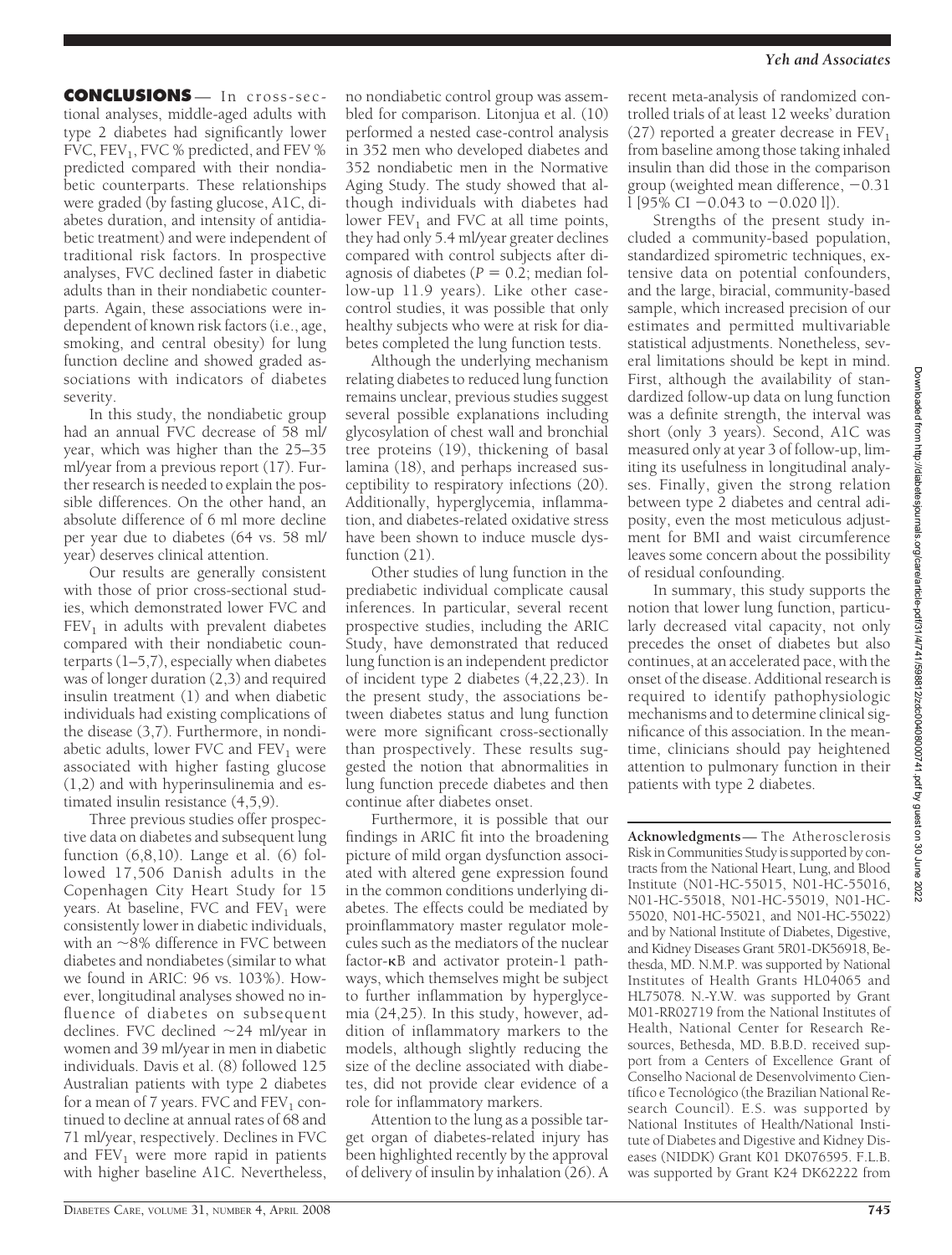**CONCLUSIONS** — In cross-sectional analyses, middle-aged adults with type 2 diabetes had significantly lower FVC, $FEV_1$, FVC % predicted, and FEV % predicted compared with their nondiabetic counterparts. These relationships were graded (by fasting glucose, A1C, diabetes duration, and intensity of antidiabetic treatment) and were independent of traditional risk factors. In prospective analyses, FVC declined faster in diabetic adults than in their nondiabetic counterparts. Again, these associations were independent of known risk factors (i.e., age, smoking, and central obesity) for lung function decline and showed graded associations with indicators of diabetes severity.

In this study, the nondiabetic group had an annual FVC decrease of 58 ml/year, which was higher than the 25–35 ml/year from a previous report (17). Further research is needed to explain the possible differences. On the other hand, an absolute difference of 6 ml more decline per year due to diabetes (64 vs. 58 ml/year) deserves clinical attention.

Our results are generally consistent with those of prior cross-sectional studies, which demonstrated lower FVC and $FEV_1$ in adults with prevalent diabetes compared with their nondiabetic counterparts (1–5,7), especially when diabetes was of longer duration (2,3) and required insulin treatment (1) and when diabetic individuals had existing complications of the disease (3,7). Furthermore, in nondiabetic adults, lower FVC and $FEV_1$ were associated with higher fasting glucose (1,2) and with hyperinsulinemia and estimated insulin resistance (4,5,9).

Three previous studies offer prospective data on diabetes and subsequent lung function (6,8,10). Lange et al. (6) followed 17,506 Danish adults in the Copenhagen City Heart Study for 15 years. At baseline, FVC and $FEV_1$ were consistently lower in diabetic individuals, with an ~8% difference in FVC between diabetes and nondiabetes (similar to what we found in ARIC: 96 vs. 103%). However, longitudinal analyses showed no influence of diabetes on subsequent declines. FVC declined ~24 ml/year in women and 39 ml/year in men in diabetic individuals. Davis et al. (8) followed 125 Australian patients with type 2 diabetes for a mean of 7 years. FVC and $FEV_1$ continued to decline at annual rates of 68 and 71 ml/year, respectively. Declines in FVC and $FEV_1$ were more rapid in patients with higher baseline A1C. Nevertheless, no nondiabetic control group was assembled for comparison. Litonjua et al. (10) performed a nested case-control analysis in 352 men who developed diabetes and 352 nondiabetic men in the Normative Aging Study. The study showed that although individuals with diabetes had lower $FEV_1$ and FVC at all time points, they had only 5.4 ml/year greater declines compared with control subjects after diagnosis of diabetes ($P = 0.2$; median follow-up 11.9 years). Like other case-control studies, it was possible that only healthy subjects who were at risk for diabetes completed the lung function tests.

Although the underlying mechanism relating diabetes to reduced lung function remains unclear, previous studies suggest several possible explanations including glycosylation of chest wall and bronchial tree proteins (19), thickening of basal lamina (18), and perhaps increased susceptibility to respiratory infections (20). Additionally, hyperglycemia, inflammation, and diabetes-related oxidative stress have been shown to induce muscle dysfunction (21).

Other studies of lung function in the prediabetic individual complicate causal inferences. In particular, several recent prospective studies, including the ARIC Study, have demonstrated that reduced lung function is an independent predictor of incident type 2 diabetes (4,22,23). In the present study, the associations between diabetes status and lung function were more significant cross-sectionally than prospectively. These results suggested the notion that abnormalities in lung function precede diabetes and then continue after diabetes onset.

Furthermore, it is possible that our findings in ARIC fit into the broadening picture of mild organ dysfunction associated with altered gene expression found in the common conditions underlying diabetes. The effects could be mediated by proinflammatory master regulator molecules such as the mediators of the nuclear factor-κB and activator protein-1 pathways, which themselves might be subject to further inflammation by hyperglycemia (24,25). In this study, however, addition of inflammatory markers to the models, although slightly reducing the size of the decline associated with diabetes, did not provide clear evidence of a role for inflammatory markers.

Attention to the lung as a possible target organ of diabetes-related injury has been highlighted recently by the approval of delivery of insulin by inhalation (26). A recent meta-analysis of randomized controlled trials of at least 12 weeks' duration (27) reported a greater decrease in $FEV_1$ from baseline among those taking inhaled insulin than did those in the comparison group (weighted mean difference, −0.31 l [95% CI −0.043 to −0.020 l]).

Strengths of the present study included a community-based population, standardized spirometric techniques, extensive data on potential confounders, and the large, biracial, community-based sample, which increased precision of our estimates and permitted multivariable statistical adjustments. Nonetheless, several limitations should be kept in mind. First, although the availability of standardized follow-up data on lung function was a definite strength, the interval was short (only 3 years). Second, A1C was measured only at year 3 of follow-up, limiting its usefulness in longitudinal analyses. Finally, given the strong relation between type 2 diabetes and central adiposity, even the most meticulous adjustment for BMI and waist circumference leaves some concern about the possibility of residual confounding.

In summary, this study supports the notion that lower lung function, particularly decreased vital capacity, not only precedes the onset of diabetes but also continues, at an accelerated pace, with the onset of the disease. Additional research is required to identify pathophysiologic mechanisms and to determine clinical significance of this association. In the meantime, clinicians should pay heightened attention to pulmonary function in their patients with type 2 diabetes.

---

**Acknowledgments** — The Atherosclerosis Risk in Communities Study is supported by contracts from the National Heart, Lung, and Blood Institute (N01-HC-55015, N01-HC-55016, N01-HC-55018, N01-HC-55019, N01-HC-55020, N01-HC-55021, and N01-HC-55022) and by National Institute of Diabetes, Digestive, and Kidney Diseases Grant 5R01-DK56918, Bethesda, MD. N.M.P. was supported by National Institutes of Health Grants HL04065 and HL75078. N.-Y.W. was supported by Grant M01-RR02719 from the National Institutes of Health, National Center for Research Resources, Bethesda, MD. B.B.D. received support from a Centers of Excellence Grant of Conselho Nacional de Desenvolvimento Científico e Tecnológico (the Brazilian National Research Council). E.S. was supported by National Institutes of Health/National Institute of Diabetes and Digestive and Kidney Diseases (NIDDK) Grant K01 DK076595. F.L.B. was supported by Grant K24 DK62222 from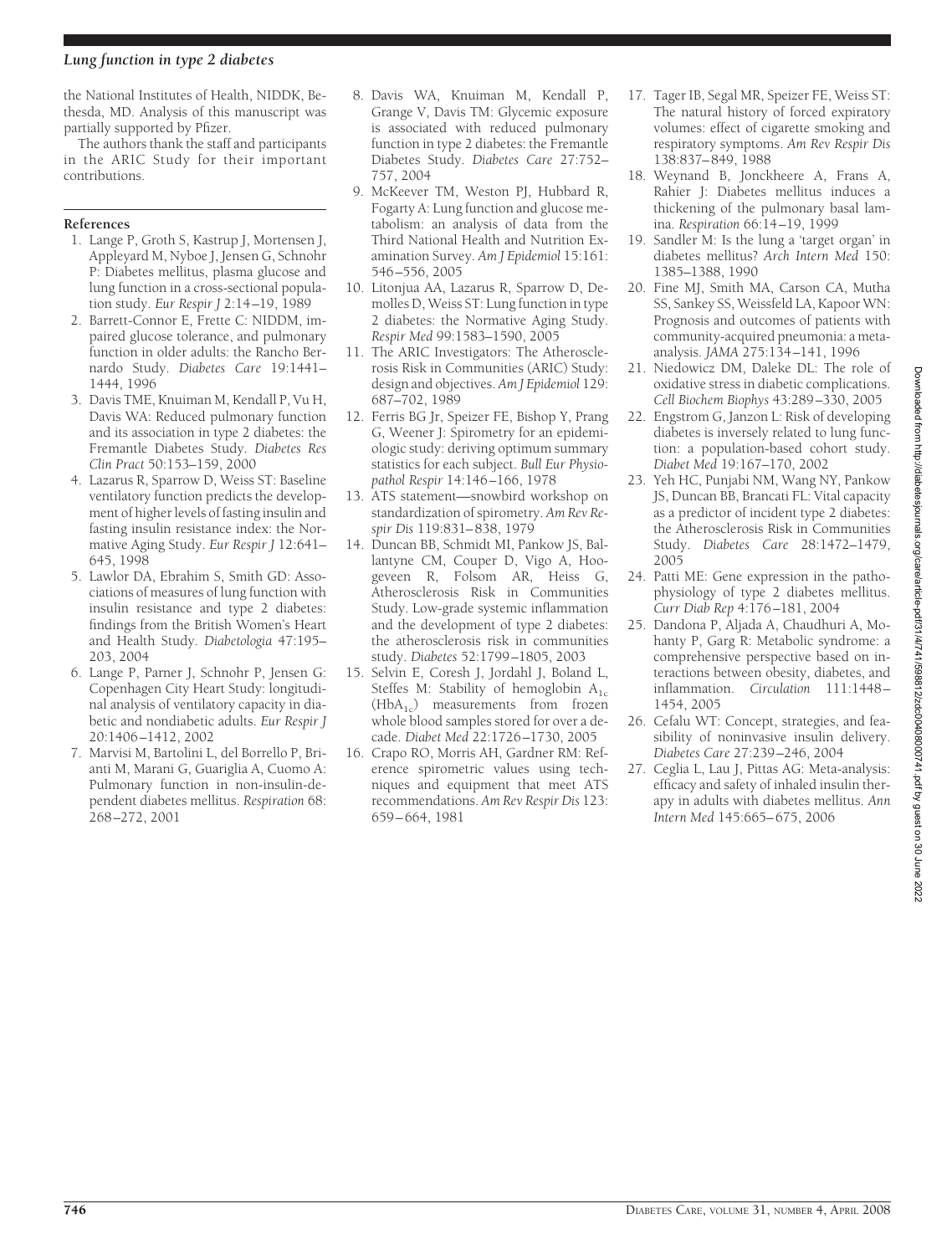the National Institutes of Health, NIDDK, Bethesda, MD. Analysis of this manuscript was partially supported by Pfizer.

The authors thank the staff and participants in the ARIC Study for their important contributions.

## References

1. Lange P, Groth S, Kastrup J, Mortensen J, Appleyard M, Nyboe J, Jensen G, Schnohr P: Diabetes mellitus, plasma glucose and lung function in a cross-sectional population study. *Eur Respir J* 2:14–19, 1989
2. Barrett-Connor E, Frette C: NIDDM, impaired glucose tolerance, and pulmonary function in older adults: the Rancho Bernardo Study. *Diabetes Care* 19:1441–1444, 1996
3. Davis TME, Knuiman M, Kendall P, Vu H, Davis WA: Reduced pulmonary function and its association in type 2 diabetes: the Fremantle Diabetes Study. *Diabetes Res Clin Pract* 50:153–159, 2000
4. Lazarus R, Sparrow D, Weiss ST: Baseline ventilatory function predicts the development of higher levels of fasting insulin and fasting insulin resistance index: the Normative Aging Study. *Eur Respir J* 12:641–645, 1998
5. Lawlor DA, Ebrahim S, Smith GD: Associations of measures of lung function with insulin resistance and type 2 diabetes: findings from the British Women's Heart and Health Study. *Diabetologia* 47:195–203, 2004
6. Lange P, Parner J, Schnohr P, Jensen G: Copenhagen City Heart Study: longitudinal analysis of ventilatory capacity in diabetic and nondiabetic adults. *Eur Respir J* 20:1406–1412, 2002
7. Marvisi M, Bartolini L, del Borrello P, Brianti M, Marani G, Guariglia A, Cuomo A: Pulmonary function in non-insulin-dependent diabetes mellitus. *Respiration* 68: 268–272, 2001
8. Davis WA, Knuiman M, Kendall P, Grange V, Davis TM: Glycemic exposure is associated with reduced pulmonary function in type 2 diabetes: the Fremantle Diabetes Study. *Diabetes Care* 27:752–757, 2004
9. McKeever TM, Weston PJ, Hubbard R, Fogarty A: Lung function and glucose metabolism: an analysis of data from the Third National Health and Nutrition Examination Survey. *Am J Epidemiol* 15:161: 546–556, 2005
10. Litonjua AA, Lazarus R, Sparrow D, Demolles D, Weiss ST: Lung function in type 2 diabetes: the Normative Aging Study. *Respir Med* 99:1583–1590, 2005
11. The ARIC Investigators: The Atherosclerosis Risk in Communities (ARIC) Study: design and objectives. *Am J Epidemiol* 129: 687–702, 1989
12. Ferris BG Jr, Speizer FE, Bishop Y, Prang G, Weener J: Spirometry for an epidemiologic study: deriving optimum summary statistics for each subject. *Bull Eur Physiopathol Respir* 14:146–166, 1978
13. ATS statement—snowbird workshop on standardization of spirometry. *Am Rev Respir Dis* 119:831–838, 1979
14. Duncan BB, Schmidt MI, Pankow JS, Ballantyne CM, Couper D, Vigo A, Hoogeveen R, Folsom AR, Heiss G, Atherosclerosis Risk in Communities Study. Low-grade systemic inflammation and the development of type 2 diabetes: the atherosclerosis risk in communities study. *Diabetes* 52:1799–1805, 2003
15. Selvin E, Coresh J, Jordahl J, Boland L, Steffes M: Stability of hemoglobin $A_{1c}$ ($HbA_{1c}$) measurements from frozen whole blood samples stored for over a decade. *Diabet Med* 22:1726–1730, 2005
16. Crapo RO, Morris AH, Gardner RM: Reference spirometric values using techniques and equipment that meet ATS recommendations. *Am Rev Respir Dis* 123: 659–664, 1981
17. Tager IB, Segal MR, Speizer FE, Weiss ST: The natural history of forced expiratory volumes: effect of cigarette smoking and respiratory symptoms. *Am Rev Respir Dis* 138:837–849, 1988
18. Weynand B, Jonckheere A, Frans A, Rahier J: Diabetes mellitus induces a thickening of the pulmonary basal lamina. *Respiration* 66:14–19, 1999
19. Sandler M: Is the lung a 'target organ' in diabetes mellitus? *Arch Intern Med* 150: 1385–1388, 1990
20. Fine MJ, Smith MA, Carson CA, Mutha SS, Sankey SS, Weissfeld LA, Kapoor WN: Prognosis and outcomes of patients with community-acquired pneumonia: a meta-analysis. *JAMA* 275:134–141, 1996
21. Niedowicz DM, Daleke DL: The role of oxidative stress in diabetic complications. *Cell Biochem Biophys* 43:289–330, 2005
22. Engstrom G, Janzon L: Risk of developing diabetes is inversely related to lung function: a population-based cohort study. *Diabet Med* 19:167–170, 2002
23. Yeh HC, Punjabi NM, Wang NY, Pankow JS, Duncan BB, Brancati FL: Vital capacity as a predictor of incident type 2 diabetes: the Atherosclerosis Risk in Communities Study. *Diabetes Care* 28:1472–1479, 2005
24. Patti ME: Gene expression in the pathophysiology of type 2 diabetes mellitus. *Curr Diab Rep* 4:176–181, 2004
25. Dandona P, Aljada A, Chaudhuri A, Mohanty P, Garg R: Metabolic syndrome: a comprehensive perspective based on interactions between obesity, diabetes, and inflammation. *Circulation* 111:1448–1454, 2005
26. Cefalu WT: Concept, strategies, and feasibility of noninvasive insulin delivery. *Diabetes Care* 27:239–246, 2004
27. Ceglia L, Lau J, Pittas AG: Meta-analysis: efficacy and safety of inhaled insulin therapy in adults with diabetes mellitus. *Ann Intern Med* 145:665–675, 2006